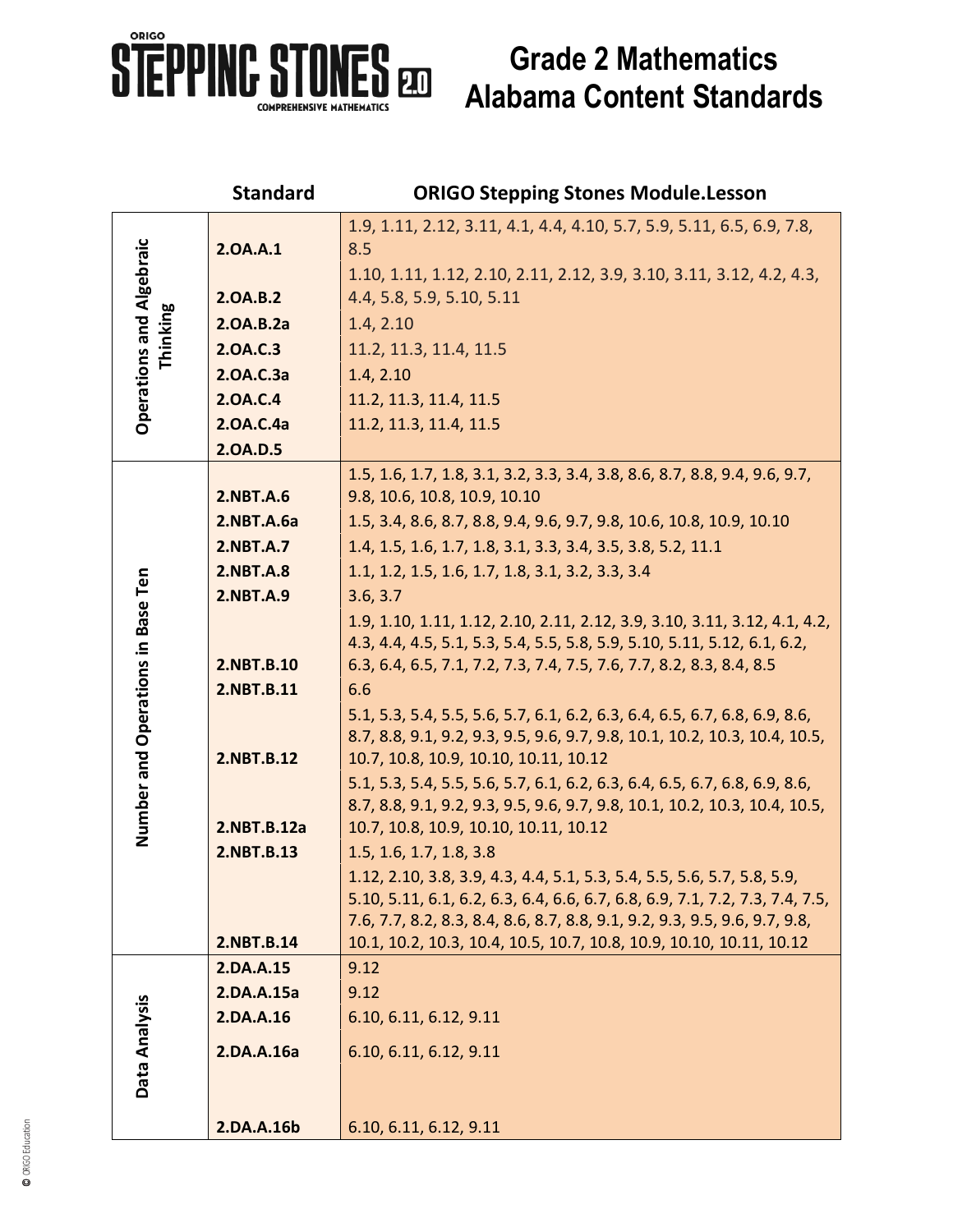# Grade 2 Mathematics Alabama Content Standards

ORIGO STEPPING STONES 2.0 COMPREHENSIVE MATHEMATICS

| | Standard | ORIGO Stepping Stones Module.Lesson |
|---|---|---|
| Operations and Algebraic Thinking | 2.OA.A.1 | 1.9, 1.11, 2.12, 3.11, 4.1, 4.4, 4.10, 5.7, 5.9, 5.11, 6.5, 6.9, 7.8, 8.5 |
| | 2.OA.B.2 | 1.10, 1.11, 1.12, 2.10, 2.11, 2.12, 3.9, 3.10, 3.11, 3.12, 4.2, 4.3, 4.4, 5.8, 5.9, 5.10, 5.11 |
| | 2.OA.B.2a | 1.4, 2.10 |
| | 2.OA.C.3 | 11.2, 11.3, 11.4, 11.5 |
| | 2.OA.C.3a | 1.4, 2.10 |
| | 2.OA.C.4 | 11.2, 11.3, 11.4, 11.5 |
| | 2.OA.C.4a | 11.2, 11.3, 11.4, 11.5 |
| | 2.OA.D.5 | |
| Number and Operations in Base Ten | 2.NBT.A.6 | 1.5, 1.6, 1.7, 1.8, 3.1, 3.2, 3.3, 3.4, 3.8, 8.6, 8.7, 8.8, 9.4, 9.6, 9.7, 9.8, 10.6, 10.8, 10.9, 10.10 |
| | 2.NBT.A.6a | 1.5, 3.4, 8.6, 8.7, 8.8, 9.4, 9.6, 9.7, 9.8, 10.6, 10.8, 10.9, 10.10 |
| | 2.NBT.A.7 | 1.4, 1.5, 1.6, 1.7, 1.8, 3.1, 3.3, 3.4, 3.5, 3.8, 5.2, 11.1 |
| | 2.NBT.A.8 | 1.1, 1.2, 1.5, 1.6, 1.7, 1.8, 3.1, 3.2, 3.3, 3.4 |
| | 2.NBT.A.9 | 3.6, 3.7 |
| | 2.NBT.B.10 | 1.9, 1.10, 1.11, 1.12, 2.10, 2.11, 2.12, 3.9, 3.10, 3.11, 3.12, 4.1, 4.2, 4.3, 4.4, 4.5, 5.1, 5.3, 5.4, 5.5, 5.8, 5.9, 5.10, 5.11, 5.12, 6.1, 6.2, 6.3, 6.4, 6.5, 7.1, 7.2, 7.3, 7.4, 7.5, 7.6, 7.7, 8.2, 8.3, 8.4, 8.5 |
| | 2.NBT.B.11 | 6.6 |
| | 2.NBT.B.12 | 5.1, 5.3, 5.4, 5.5, 5.6, 5.7, 6.1, 6.2, 6.3, 6.4, 6.5, 6.7, 6.8, 6.9, 8.6, 8.7, 8.8, 9.1, 9.2, 9.3, 9.5, 9.6, 9.7, 9.8, 10.1, 10.2, 10.3, 10.4, 10.5, 10.7, 10.8, 10.9, 10.10, 10.11, 10.12 |
| | 2.NBT.B.12a | 5.1, 5.3, 5.4, 5.5, 5.6, 5.7, 6.1, 6.2, 6.3, 6.4, 6.5, 6.7, 6.8, 6.9, 8.6, 8.7, 8.8, 9.1, 9.2, 9.3, 9.5, 9.6, 9.7, 9.8, 10.1, 10.2, 10.3, 10.4, 10.5, 10.7, 10.8, 10.9, 10.10, 10.11, 10.12 |
| | 2.NBT.B.13 | 1.5, 1.6, 1.7, 1.8, 3.8 |
| | 2.NBT.B.14 | 1.12, 2.10, 3.8, 3.9, 4.3, 4.4, 5.1, 5.3, 5.4, 5.5, 5.6, 5.7, 5.8, 5.9, 5.10, 5.11, 6.1, 6.2, 6.3, 6.4, 6.6, 6.7, 6.8, 6.9, 7.1, 7.2, 7.3, 7.4, 7.5, 7.6, 7.7, 8.2, 8.3, 8.4, 8.6, 8.7, 8.8, 9.1, 9.2, 9.3, 9.5, 9.6, 9.7, 9.8, 10.1, 10.2, 10.3, 10.4, 10.5, 10.7, 10.8, 10.9, 10.10, 10.11, 10.12 |
| Data Analysis | 2.DA.A.15 | 9.12 |
| | 2.DA.A.15a | 9.12 |
| | 2.DA.A.16 | 6.10, 6.11, 6.12, 9.11 |
| | 2.DA.A.16a | 6.10, 6.11, 6.12, 9.11 |
| | 2.DA.A.16b | 6.10, 6.11, 6.12, 9.11 |

© ORIGO Education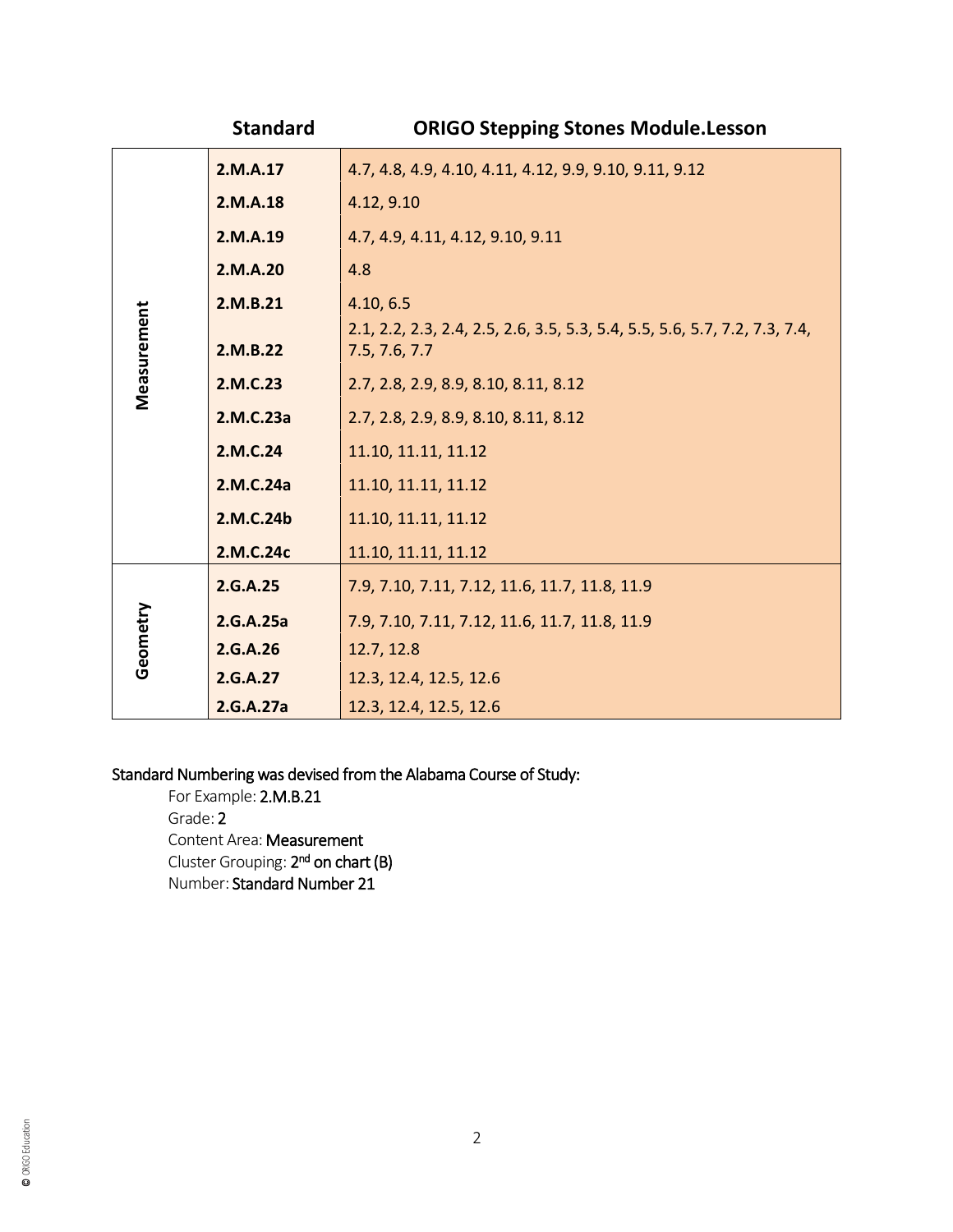| | Standard | ORIGO Stepping Stones Module.Lesson |
|---|---|---|
| Measurement | **2.M.A.17** | 4.7, 4.8, 4.9, 4.10, 4.11, 4.12, 9.9, 9.10, 9.11, 9.12 |
| | **2.M.A.18** | 4.12, 9.10 |
| | **2.M.A.19** | 4.7, 4.9, 4.11, 4.12, 9.10, 9.11 |
| | **2.M.A.20** | 4.8 |
| | **2.M.B.21** | 4.10, 6.5 |
| | **2.M.B.22** | 2.1, 2.2, 2.3, 2.4, 2.5, 2.6, 3.5, 5.3, 5.4, 5.5, 5.6, 5.7, 7.2, 7.3, 7.4, 7.5, 7.6, 7.7 |
| | **2.M.C.23** | 2.7, 2.8, 2.9, 8.9, 8.10, 8.11, 8.12 |
| | **2.M.C.23a** | 2.7, 2.8, 2.9, 8.9, 8.10, 8.11, 8.12 |
| | **2.M.C.24** | 11.10, 11.11, 11.12 |
| | **2.M.C.24a** | 11.10, 11.11, 11.12 |
| | **2.M.C.24b** | 11.10, 11.11, 11.12 |
| | **2.M.C.24c** | 11.10, 11.11, 11.12 |
| Geometry | **2.G.A.25** | 7.9, 7.10, 7.11, 7.12, 11.6, 11.7, 11.8, 11.9 |
| | **2.G.A.25a** | 7.9, 7.10, 7.11, 7.12, 11.6, 11.7, 11.8, 11.9 |
| | **2.G.A.26** | 12.7, 12.8 |
| | **2.G.A.27** | 12.3, 12.4, 12.5, 12.6 |
| | **2.G.A.27a** | 12.3, 12.4, 12.5, 12.6 |

Standard Numbering was devised from the Alabama Course of Study:

For Example: 2.M.B.21
Grade: 2
Content Area: Measurement
Cluster Grouping: 2nd on chart (B)
Number: Standard Number 21